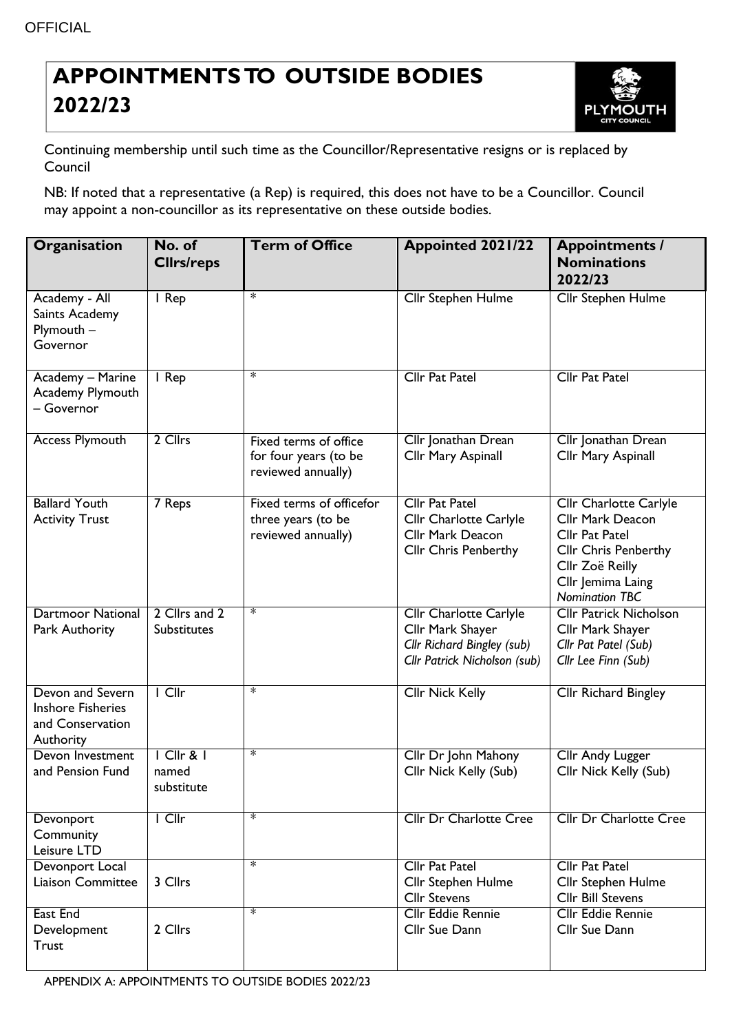# APPOINTMENTS TO OUTSIDE BODIES 2022/23

Continuing membership until such time as the Councillor/Representative resigns or is replaced by Council

NB: If noted that a representative (a Rep) is required, this does not have to be a Councillor. Council may appoint a non-councillor as its representative on these outside bodies.

| Organisation | No. of Cllrs/reps | Term of Office | Appointed 2021/22 | Appointments / Nominations 2022/23 |
|---|---|---|---|---|
| Academy - All Saints Academy Plymouth – Governor | 1 Rep | * | Cllr Stephen Hulme | Cllr Stephen Hulme |
| Academy – Marine Academy Plymouth – Governor | 1 Rep | * | Cllr Pat Patel | Cllr Pat Patel |
| Access Plymouth | 2 Cllrs | Fixed terms of office for four years (to be reviewed annually) | Cllr Jonathan Drean<br>Cllr Mary Aspinall | Cllr Jonathan Drean<br>Cllr Mary Aspinall |
| Ballard Youth Activity Trust | 7 Reps | Fixed terms of officefor three years (to be reviewed annually) | Cllr Pat Patel<br>Cllr Charlotte Carlyle<br>Cllr Mark Deacon<br>Cllr Chris Penberthy | Cllr Charlotte Carlyle<br>Cllr Mark Deacon<br>Cllr Pat Patel<br>Cllr Chris Penberthy<br>Cllr Zoë Reilly<br>Cllr Jemima Laing<br>*Nomination TBC* |
| Dartmoor National Park Authority | 2 Cllrs and 2 Substitutes | * | Cllr Charlotte Carlyle<br>Cllr Mark Shayer<br>*Cllr Richard Bingley (sub)*<br>*Cllr Patrick Nicholson (sub)* | Cllr Patrick Nicholson<br>Cllr Mark Shayer<br>*Cllr Pat Patel (Sub)*<br>*Cllr Lee Finn (Sub)* |
| Devon and Severn Inshore Fisheries and Conservation Authority | 1 Cllr | * | Cllr Nick Kelly | Cllr Richard Bingley |
| Devon Investment and Pension Fund | 1 Cllr & 1 named substitute | * | Cllr Dr John Mahony<br>Cllr Nick Kelly (Sub) | Cllr Andy Lugger<br>Cllr Nick Kelly (Sub) |
| Devonport Community Leisure LTD | 1 Cllr | * | Cllr Dr Charlotte Cree | Cllr Dr Charlotte Cree |
| Devonport Local Liaison Committee | 3 Cllrs | * | Cllr Pat Patel<br>Cllr Stephen Hulme<br>Cllr Stevens | Cllr Pat Patel<br>Cllr Stephen Hulme<br>Cllr Bill Stevens |
| East End Development Trust | 2 Cllrs | * | Cllr Eddie Rennie<br>Cllr Sue Dann | Cllr Eddie Rennie<br>Cllr Sue Dann |

APPENDIX A: APPOINTMENTS TO OUTSIDE BODIES 2022/23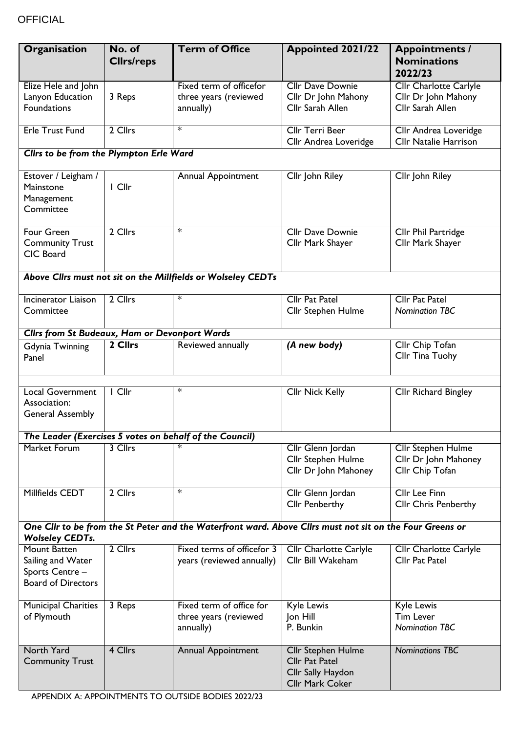| Organisation | No. of Cllrs/reps | Term of Office | Appointed 2021/22 | Appointments / Nominations 2022/23 |
|---|---|---|---|---|
| Elize Hele and John Lanyon Education Foundations | 3 Reps | Fixed term of officefor three years (reviewed annually) | Cllr Dave Downie<br>Cllr Dr John Mahony<br>Cllr Sarah Allen | Cllr Charlotte Carlyle<br>Cllr Dr John Mahony<br>Cllr Sarah Allen |
| Erle Trust Fund | 2 Cllrs | * | Cllr Terri Beer<br>Cllr Andrea Loveridge | Cllr Andrea Loveridge<br>Cllr Natalie Harrison |
| ***Cllrs to be from the Plympton Erle Ward*** | | | | |
| Estover / Leigham / Mainstone Management Committee | 1 Cllr | Annual Appointment | Cllr John Riley | Cllr John Riley |
| Four Green Community Trust CIC Board | 2 Cllrs | * | Cllr Dave Downie<br>Cllr Mark Shayer | Cllr Phil Partridge<br>Cllr Mark Shayer |
| ***Above Cllrs must not sit on the Millfields or Wolseley CEDTs*** | | | | |
| Incinerator Liaison Committee | 2 Cllrs | * | Cllr Pat Patel<br>Cllr Stephen Hulme | Cllr Pat Patel<br>*Nomination TBC* |
| ***Cllrs from St Budeaux, Ham or Devonport Wards*** | | | | |
| Gdynia Twinning Panel | **2 Cllrs** | Reviewed annually | ***(A new body)*** | Cllr Chip Tofan<br>Cllr Tina Tuohy |
| | | | | |
| Local Government Association: General Assembly | 1 Cllr | * | Cllr Nick Kelly | Cllr Richard Bingley |
| ***The Leader (Exercises 5 votes on behalf of the Council)*** | | | | |
| Market Forum | 3 Cllrs | * | Cllr Glenn Jordan<br>Cllr Stephen Hulme<br>Cllr Dr John Mahoney | Cllr Stephen Hulme<br>Cllr Dr John Mahoney<br>Cllr Chip Tofan |
| Millfields CEDT | 2 Cllrs | * | Cllr Glenn Jordan<br>Cllr Penberthy | Cllr Lee Finn<br>Cllr Chris Penberthy |
| ***One Cllr to be from the St Peter and the Waterfront ward. Above Cllrs must not sit on the Four Greens or Wolseley CEDTs.*** | | | | |
| Mount Batten Sailing and Water Sports Centre – Board of Directors | 2 Cllrs | Fixed terms of officefor 3 years (reviewed annually) | Cllr Charlotte Carlyle<br>Cllr Bill Wakeham | Cllr Charlotte Carlyle<br>Cllr Pat Patel |
| Municipal Charities of Plymouth | 3 Reps | Fixed term of office for three years (reviewed annually) | Kyle Lewis<br>Jon Hill<br>P. Bunkin | Kyle Lewis<br>Tim Lever<br>*Nomination TBC* |
| North Yard Community Trust | 4 Cllrs | Annual Appointment | Cllr Stephen Hulme<br>Cllr Pat Patel<br>Cllr Sally Haydon<br>Cllr Mark Coker | *Nominations TBC* |

APPENDIX A: APPOINTMENTS TO OUTSIDE BODIES 2022/23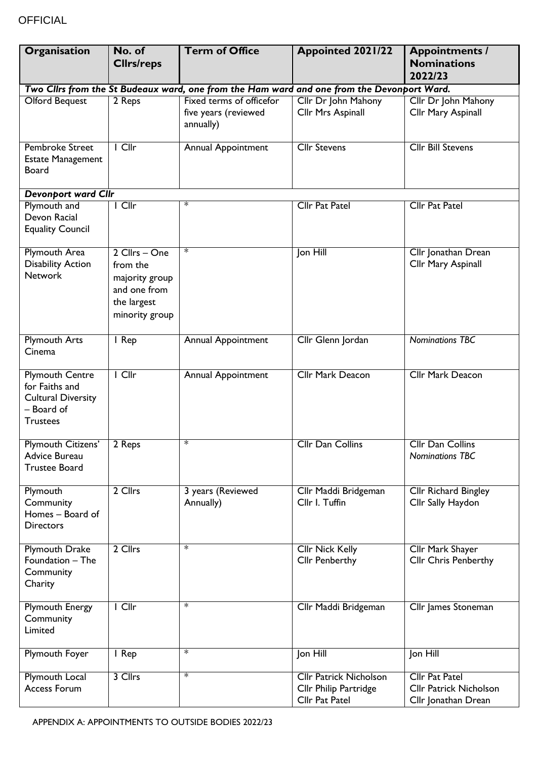| Organisation | No. of Cllrs/reps | Term of Office | Appointed 2021/22 | Appointments / Nominations 2022/23 |
|---|---|---|---|---|
| ***Two Cllrs from the St Budeaux ward, one from the Ham ward and one from the Devonport Ward.*** | | | | |
| Olford Bequest | 2 Reps | Fixed terms of officefor five years (reviewed annually) | Cllr Dr John Mahony<br>Cllr Mrs Aspinall | Cllr Dr John Mahony<br>Cllr Mary Aspinall |
| Pembroke Street Estate Management Board | 1 Cllr | Annual Appointment | Cllr Stevens | Cllr Bill Stevens |
| ***Devonport ward Cllr*** | | | | |
| Plymouth and Devon Racial Equality Council | 1 Cllr | * | Cllr Pat Patel | Cllr Pat Patel |
| Plymouth Area Disability Action Network | 2 Cllrs – One from the majority group and one from the largest minority group | * | Jon Hill | Cllr Jonathan Drean<br>Cllr Mary Aspinall |
| Plymouth Arts Cinema | 1 Rep | Annual Appointment | Cllr Glenn Jordan | *Nominations TBC* |
| Plymouth Centre for Faiths and Cultural Diversity – Board of Trustees | 1 Cllr | Annual Appointment | Cllr Mark Deacon | Cllr Mark Deacon |
| Plymouth Citizens' Advice Bureau Trustee Board | 2 Reps | * | Cllr Dan Collins | Cllr Dan Collins<br>*Nominations TBC* |
| Plymouth Community Homes – Board of Directors | 2 Cllrs | 3 years (Reviewed Annually) | Cllr Maddi Bridgeman<br>Cllr I. Tuffin | Cllr Richard Bingley<br>Cllr Sally Haydon |
| Plymouth Drake Foundation – The Community Charity | 2 Cllrs | * | Cllr Nick Kelly<br>Cllr Penberthy | Cllr Mark Shayer<br>Cllr Chris Penberthy |
| Plymouth Energy Community Limited | 1 Cllr | * | Cllr Maddi Bridgeman | Cllr James Stoneman |
| Plymouth Foyer | 1 Rep | * | Jon Hill | Jon Hill |
| Plymouth Local Access Forum | 3 Cllrs | * | Cllr Patrick Nicholson<br>Cllr Philip Partridge<br>Cllr Pat Patel | Cllr Pat Patel<br>Cllr Patrick Nicholson<br>Cllr Jonathan Drean |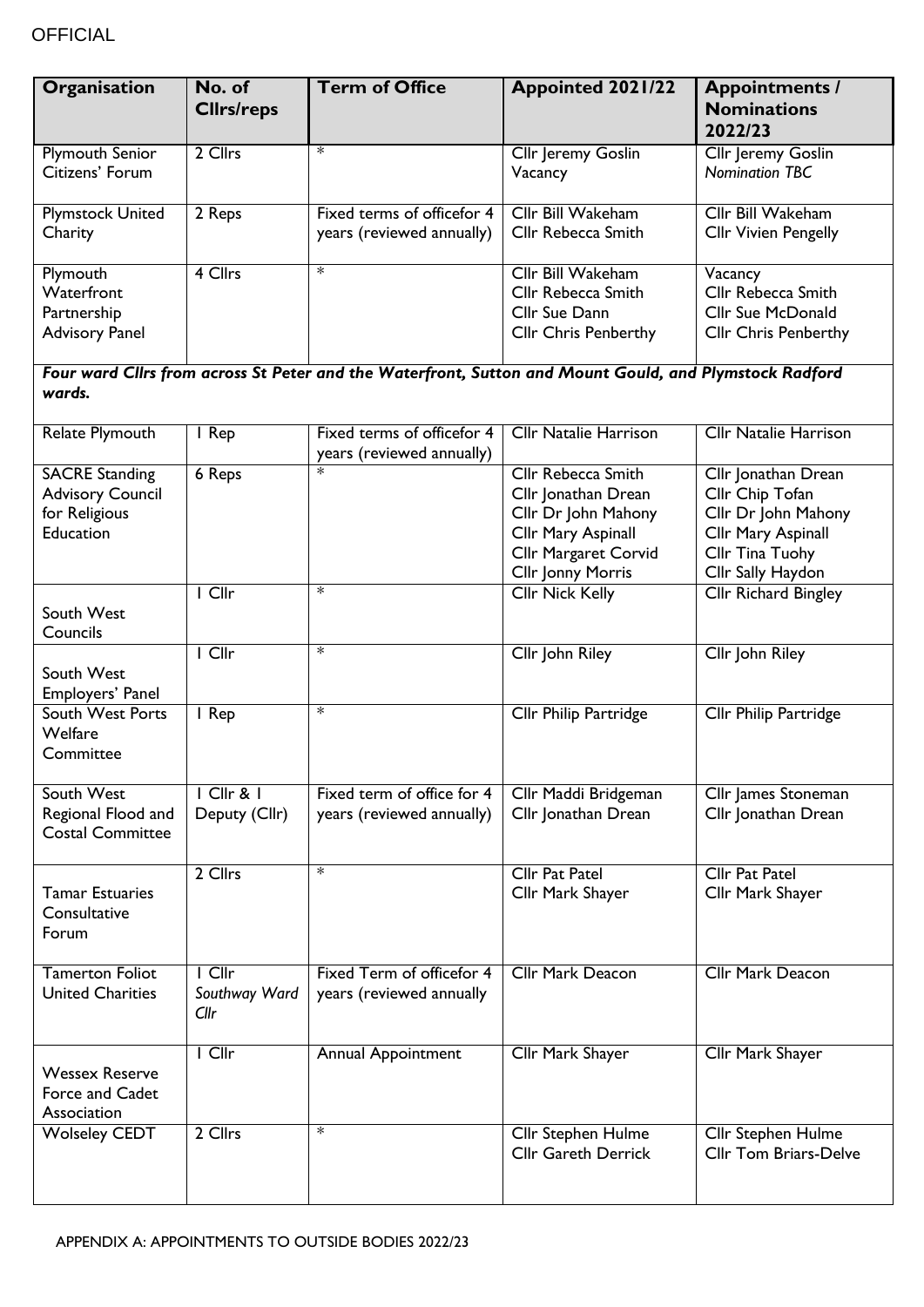| Organisation | No. of Cllrs/reps | Term of Office | Appointed 2021/22 | Appointments / Nominations 2022/23 |
|---|---|---|---|---|
| Plymouth Senior Citizens' Forum | 2 Cllrs | * | Cllr Jeremy Goslin<br>Vacancy | Cllr Jeremy Goslin<br>*Nomination TBC* |
| Plymstock United Charity | 2 Reps | Fixed terms of officefor 4 years (reviewed annually) | Cllr Bill Wakeham<br>Cllr Rebecca Smith | Cllr Bill Wakeham<br>Cllr Vivien Pengelly |
| Plymouth Waterfront Partnership Advisory Panel | 4 Cllrs | * | Cllr Bill Wakeham<br>Cllr Rebecca Smith<br>Cllr Sue Dann<br>Cllr Chris Penberthy | Vacancy<br>Cllr Rebecca Smith<br>Cllr Sue McDonald<br>Cllr Chris Penberthy |
| ***Four ward Cllrs from across St Peter and the Waterfront, Sutton and Mount Gould, and Plymstock Radford wards.*** | | | | |
| Relate Plymouth | 1 Rep | Fixed terms of officefor 4 years (reviewed annually) | Cllr Natalie Harrison | Cllr Natalie Harrison |
| SACRE Standing Advisory Council for Religious Education | 6 Reps | * | Cllr Rebecca Smith<br>Cllr Jonathan Drean<br>Cllr Dr John Mahony<br>Cllr Mary Aspinall<br>Cllr Margaret Corvid<br>Cllr Jonny Morris | Cllr Jonathan Drean<br>Cllr Chip Tofan<br>Cllr Dr John Mahony<br>Cllr Mary Aspinall<br>Cllr Tina Tuohy<br>Cllr Sally Haydon |
| South West Councils | 1 Cllr | * | Cllr Nick Kelly | Cllr Richard Bingley |
| South West Employers' Panel | 1 Cllr | * | Cllr John Riley | Cllr John Riley |
| South West Ports Welfare Committee | 1 Rep | * | Cllr Philip Partridge | Cllr Philip Partridge |
| South West Regional Flood and Costal Committee | 1 Cllr & 1 Deputy (Cllr) | Fixed term of office for 4 years (reviewed annually) | Cllr Maddi Bridgeman<br>Cllr Jonathan Drean | Cllr James Stoneman<br>Cllr Jonathan Drean |
| Tamar Estuaries Consultative Forum | 2 Cllrs | * | Cllr Pat Patel<br>Cllr Mark Shayer | Cllr Pat Patel<br>Cllr Mark Shayer |
| Tamerton Foliot United Charities | 1 Cllr<br>*Southway Ward Cllr* | Fixed Term of officefor 4 years (reviewed annually | Cllr Mark Deacon | Cllr Mark Deacon |
| Wessex Reserve Force and Cadet Association | 1 Cllr | Annual Appointment | Cllr Mark Shayer | Cllr Mark Shayer |
| Wolseley CEDT | 2 Cllrs | * | Cllr Stephen Hulme<br>Cllr Gareth Derrick | Cllr Stephen Hulme<br>Cllr Tom Briars-Delve |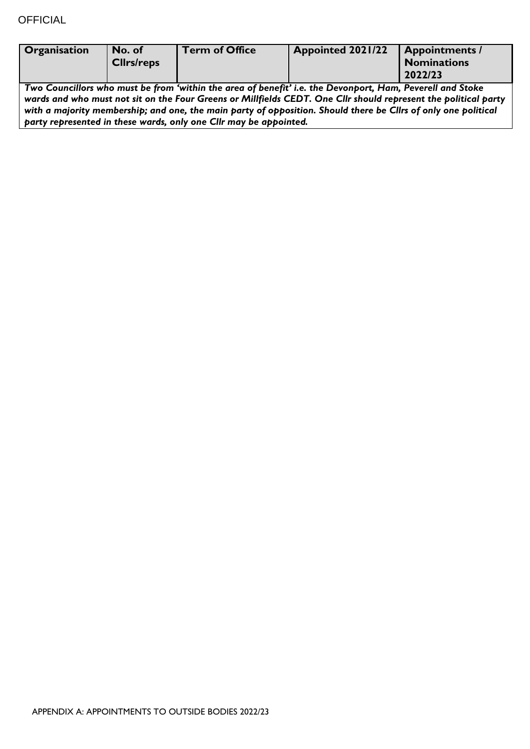| Organisation | No. of Cllrs/reps | Term of Office | Appointed 2021/22 | Appointments / Nominations 2022/23 |
|---|---|---|---|---|
| ***Two Councillors who must be from 'within the area of benefit' i.e. the Devonport, Ham, Peverell and Stoke wards and who must not sit on the Four Greens or Millfields CEDT. One Cllr should represent the political party with a majority membership; and one, the main party of opposition. Should there be Cllrs of only one political party represented in these wards, only one Cllr may be appointed.*** | | | | |